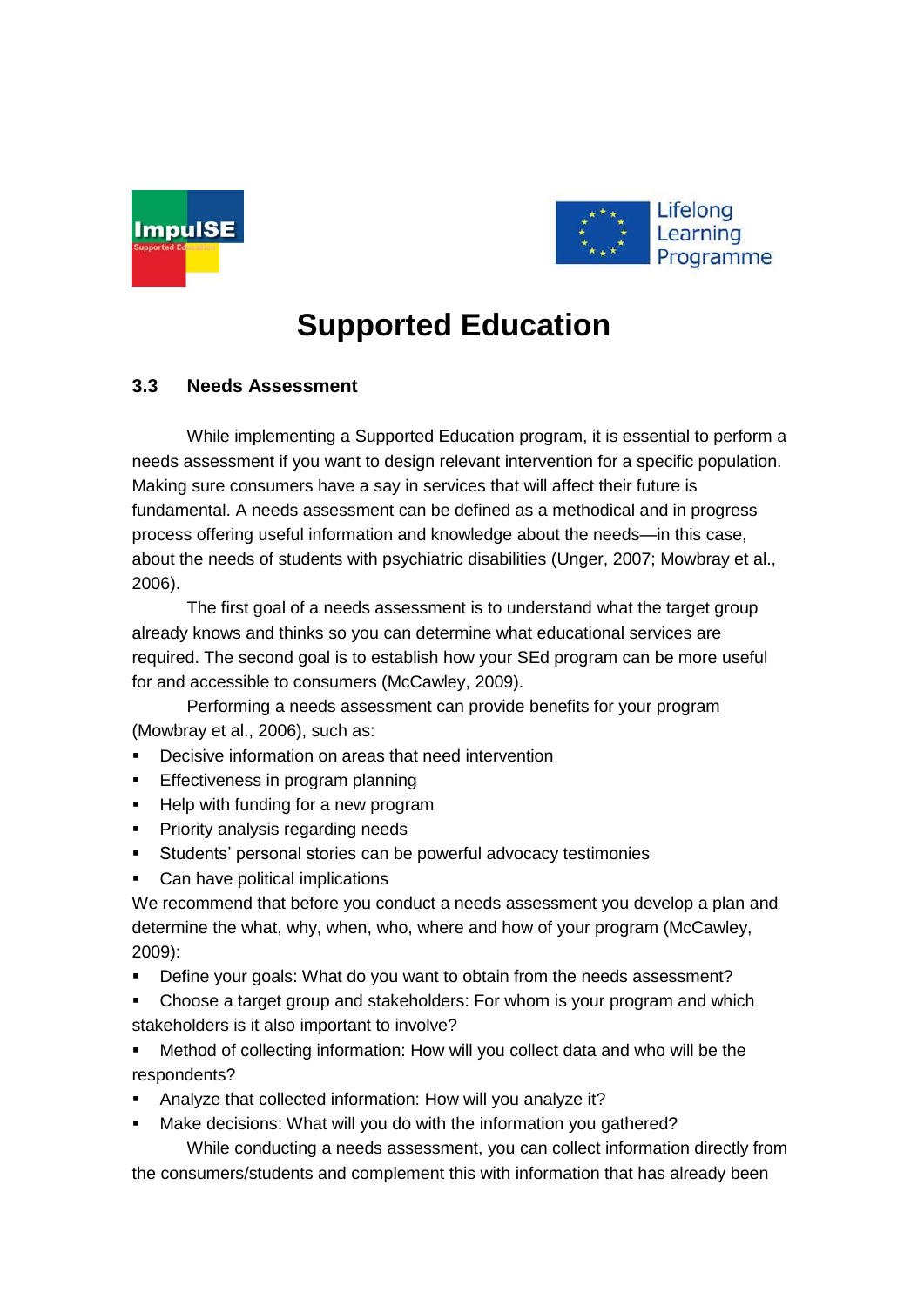# Supported Education

## 3.3 Needs Assessment

While implementing a Supported Education program, it is essential to perform a needs assessment if you want to design relevant intervention for a specific population. Making sure consumers have a say in services that will affect their future is fundamental. A needs assessment can be defined as a methodical and in progress process offering useful information and knowledge about the needs—in this case, about the needs of students with psychiatric disabilities (Unger, 2007; Mowbray et al., 2006).

The first goal of a needs assessment is to understand what the target group already knows and thinks so you can determine what educational services are required. The second goal is to establish how your SEd program can be more useful for and accessible to consumers (McCawley, 2009).

Performing a needs assessment can provide benefits for your program (Mowbray et al., 2006), such as:

- Decisive information on areas that need intervention
- Effectiveness in program planning
- Help with funding for a new program
- Priority analysis regarding needs
- Students' personal stories can be powerful advocacy testimonies
- Can have political implications

We recommend that before you conduct a needs assessment you develop a plan and determine the what, why, when, who, where and how of your program (McCawley, 2009):

- Define your goals: What do you want to obtain from the needs assessment?
- Choose a target group and stakeholders: For whom is your program and which stakeholders is it also important to involve?
- Method of collecting information: How will you collect data and who will be the respondents?
- Analyze that collected information: How will you analyze it?
- Make decisions: What will you do with the information you gathered?

While conducting a needs assessment, you can collect information directly from the consumers/students and complement this with information that has already been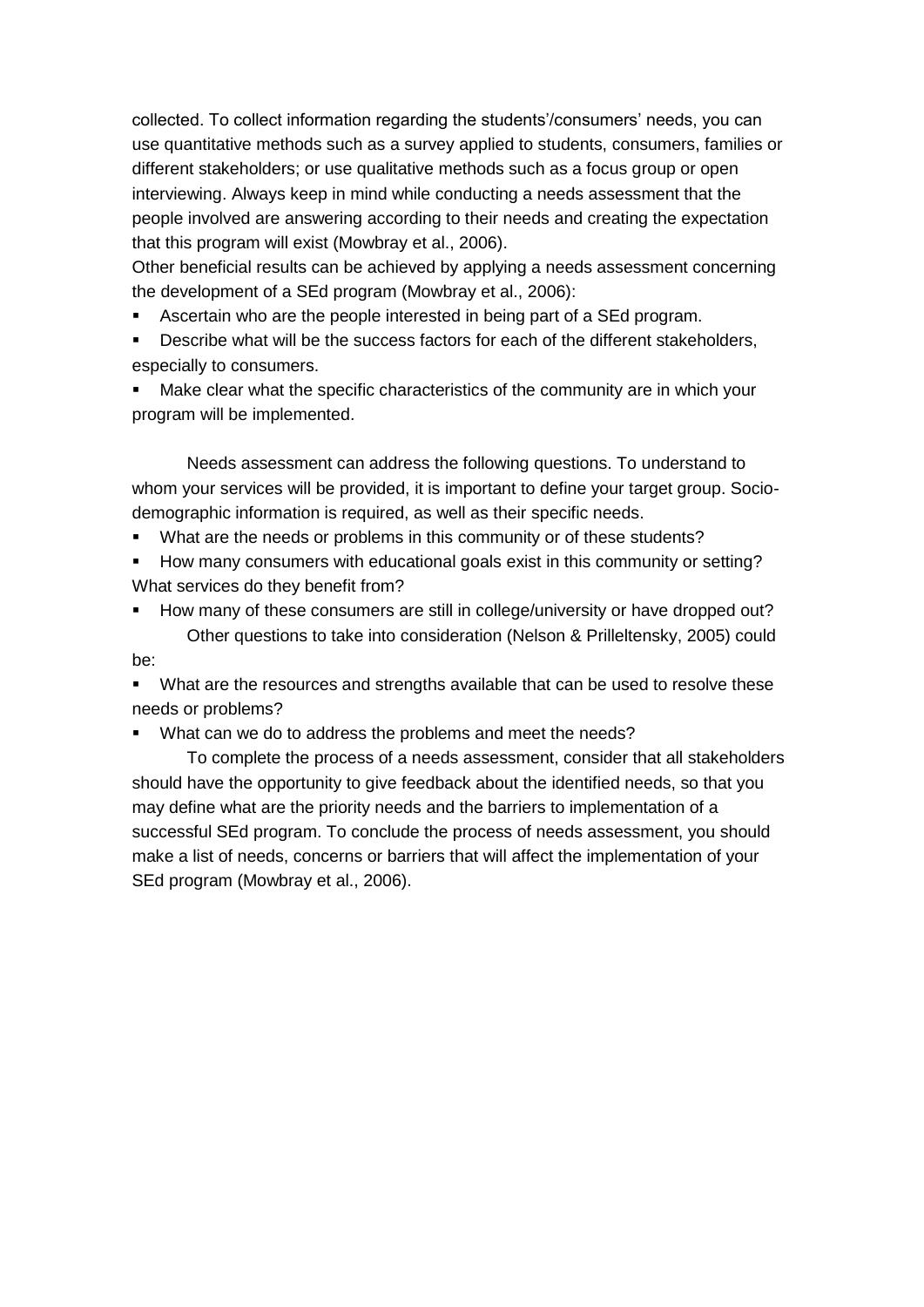collected. To collect information regarding the students'/consumers' needs, you can use quantitative methods such as a survey applied to students, consumers, families or different stakeholders; or use qualitative methods such as a focus group or open interviewing. Always keep in mind while conducting a needs assessment that the people involved are answering according to their needs and creating the expectation that this program will exist (Mowbray et al., 2006).

Other beneficial results can be achieved by applying a needs assessment concerning the development of a SEd program (Mowbray et al., 2006):

- Ascertain who are the people interested in being part of a SEd program.
- Describe what will be the success factors for each of the different stakeholders, especially to consumers.
- Make clear what the specific characteristics of the community are in which your program will be implemented.

Needs assessment can address the following questions. To understand to whom your services will be provided, it is important to define your target group. Socio-demographic information is required, as well as their specific needs.

- What are the needs or problems in this community or of these students?
- How many consumers with educational goals exist in this community or setting? What services do they benefit from?
- How many of these consumers are still in college/university or have dropped out?

Other questions to take into consideration (Nelson & Prilleltensky, 2005) could be:

- What are the resources and strengths available that can be used to resolve these needs or problems?
- What can we do to address the problems and meet the needs?

To complete the process of a needs assessment, consider that all stakeholders should have the opportunity to give feedback about the identified needs, so that you may define what are the priority needs and the barriers to implementation of a successful SEd program. To conclude the process of needs assessment, you should make a list of needs, concerns or barriers that will affect the implementation of your SEd program (Mowbray et al., 2006).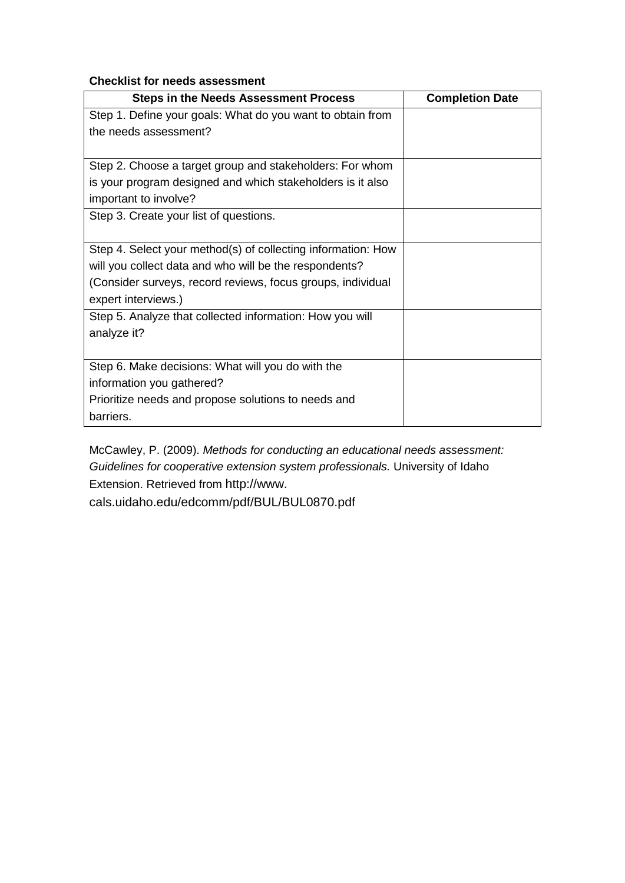**Checklist for needs assessment**

| Steps in the Needs Assessment Process | Completion Date |
|---|---|
| Step 1. Define your goals: What do you want to obtain from the needs assessment? | |
| Step 2. Choose a target group and stakeholders: For whom is your program designed and which stakeholders is it also important to involve? | |
| Step 3. Create your list of questions. | |
| Step 4. Select your method(s) of collecting information: How will you collect data and who will be the respondents? (Consider surveys, record reviews, focus groups, individual expert interviews.) | |
| Step 5. Analyze that collected information: How you will analyze it? | |
| Step 6. Make decisions: What will you do with the information you gathered? Prioritize needs and propose solutions to needs and barriers. | |

McCawley, P. (2009). *Methods for conducting an educational needs assessment: Guidelines for cooperative extension system professionals.* University of Idaho Extension. Retrieved from http://www.cals.uidaho.edu/edcomm/pdf/BUL/BUL0870.pdf